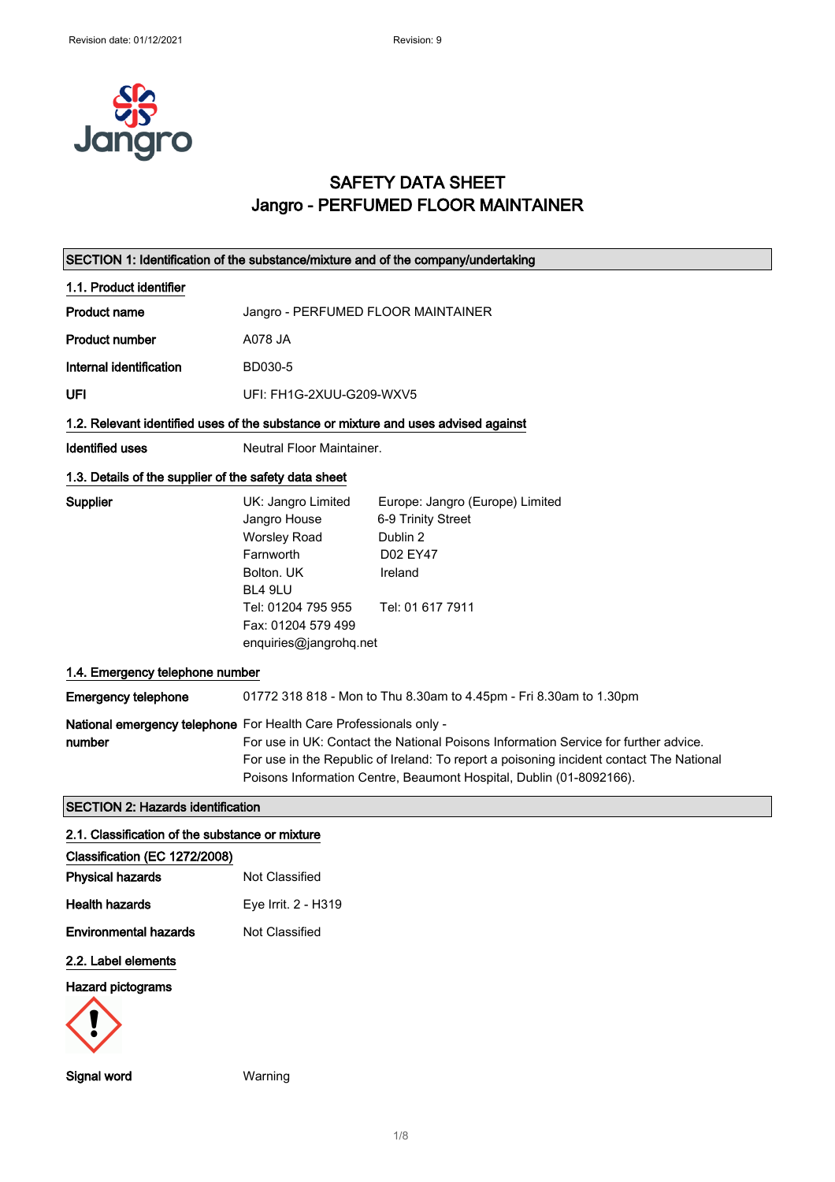# SAFETY DATA SHEET
# Jangro - PERFUMED FLOOR MAINTAINER

## SECTION 1: Identification of the substance/mixture and of the company/undertaking

### 1.1. Product identifier

| | |
|---|---|
| **Product name** | Jangro - PERFUMED FLOOR MAINTAINER |
| **Product number** | A078 JA |
| **Internal identification** | BD030-5 |
| **UFI** | UFI: FH1G-2XUU-G209-WXV5 |

### 1.2. Relevant identified uses of the substance or mixture and uses advised against

**Identified uses** Neutral Floor Maintainer.

### 1.3. Details of the supplier of the safety data sheet

**Supplier**

UK: Jangro Limited
Jangro House
Worsley Road
Farnworth
Bolton. UK
BL4 9LU
Tel: 01204 795 955
Fax: 01204 579 499
enquiries@jangrohq.net

Europe: Jangro (Europe) Limited
6-9 Trinity Street
Dublin 2
D02 EY47
Ireland
Tel: 01 617 7911

### 1.4. Emergency telephone number

**Emergency telephone** 01772 318 818 - Mon to Thu 8.30am to 4.45pm - Fri 8.30am to 1.30pm

**National emergency telephone number** For Health Care Professionals only -
For use in UK: Contact the National Poisons Information Service for further advice.
For use in the Republic of Ireland: To report a poisoning incident contact The National Poisons Information Centre, Beaumont Hospital, Dublin (01-8092166).

## SECTION 2: Hazards identification

### 2.1. Classification of the substance or mixture

**Classification (EC 1272/2008)**

| | |
|---|---|
| **Physical hazards** | Not Classified |
| **Health hazards** | Eye Irrit. 2 - H319 |
| **Environmental hazards** | Not Classified |

### 2.2. Label elements

**Hazard pictograms**

**Signal word** Warning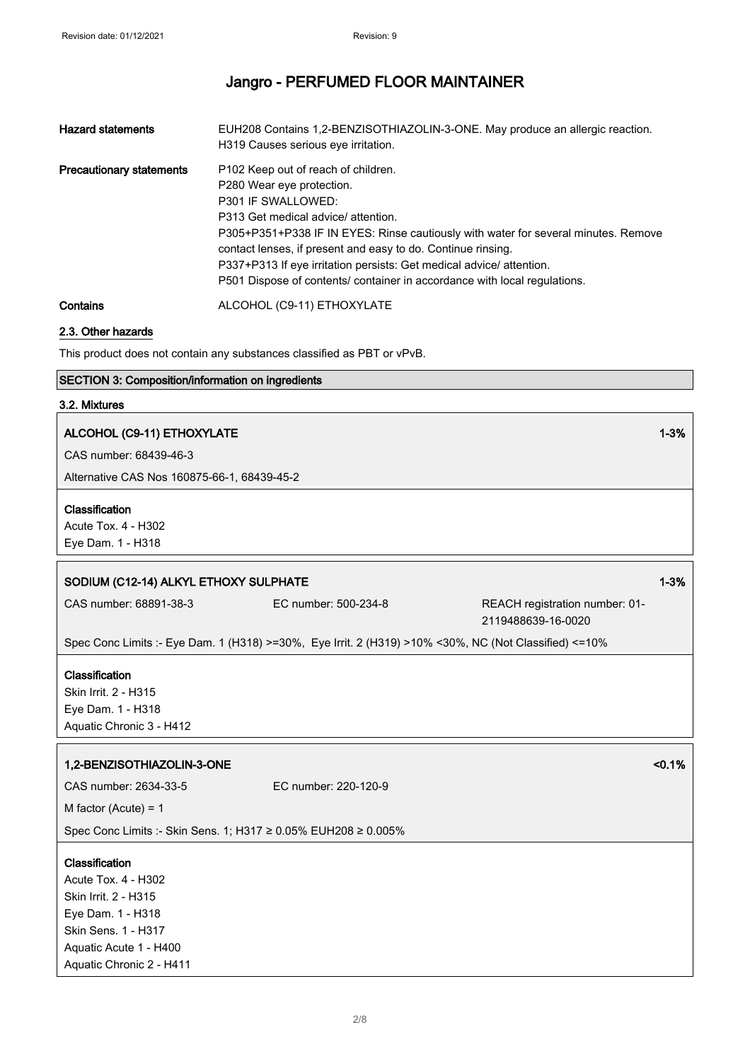| | |
|---|---|
| **Hazard statements** | EUH208 Contains 1,2-BENZISOTHIAZOLIN-3-ONE. May produce an allergic reaction.<br>H319 Causes serious eye irritation. |
| **Precautionary statements** | P102 Keep out of reach of children.<br>P280 Wear eye protection.<br>P301 IF SWALLOWED:<br>P313 Get medical advice/ attention.<br>P305+P351+P338 IF IN EYES: Rinse cautiously with water for several minutes. Remove contact lenses, if present and easy to do. Continue rinsing.<br>P337+P313 If eye irritation persists: Get medical advice/ attention.<br>P501 Dispose of contents/ container in accordance with local regulations. |
| **Contains** | ALCOHOL (C9-11) ETHOXYLATE |

## 2.3. Other hazards

This product does not contain any substances classified as PBT or vPvB.

## SECTION 3: Composition/information on ingredients

### 3.2. Mixtures

**ALCOHOL (C9-11) ETHOXYLATE** — 1-3%

CAS number: 68439-46-3

Alternative CAS Nos 160875-66-1, 68439-45-2

**Classification**

Acute Tox. 4 - H302
Eye Dam. 1 - H318

**SODIUM (C12-14) ALKYL ETHOXY SULPHATE** — 1-3%

CAS number: 68891-38-3 | EC number: 500-234-8 | REACH registration number: 01-2119488639-16-0020

Spec Conc Limits :- Eye Dam. 1 (H318) >=30%, Eye Irrit. 2 (H319) >10% <30%, NC (Not Classified) <=10%

**Classification**

Skin Irrit. 2 - H315
Eye Dam. 1 - H318
Aquatic Chronic 3 - H412

**1,2-BENZISOTHIAZOLIN-3-ONE** — <0.1%

CAS number: 2634-33-5 | EC number: 220-120-9

M factor (Acute) = 1

Spec Conc Limits :- Skin Sens. 1; H317 ≥ 0.05% EUH208 ≥ 0.005%

**Classification**

Acute Tox. 4 - H302
Skin Irrit. 2 - H315
Eye Dam. 1 - H318
Skin Sens. 1 - H317
Aquatic Acute 1 - H400
Aquatic Chronic 2 - H411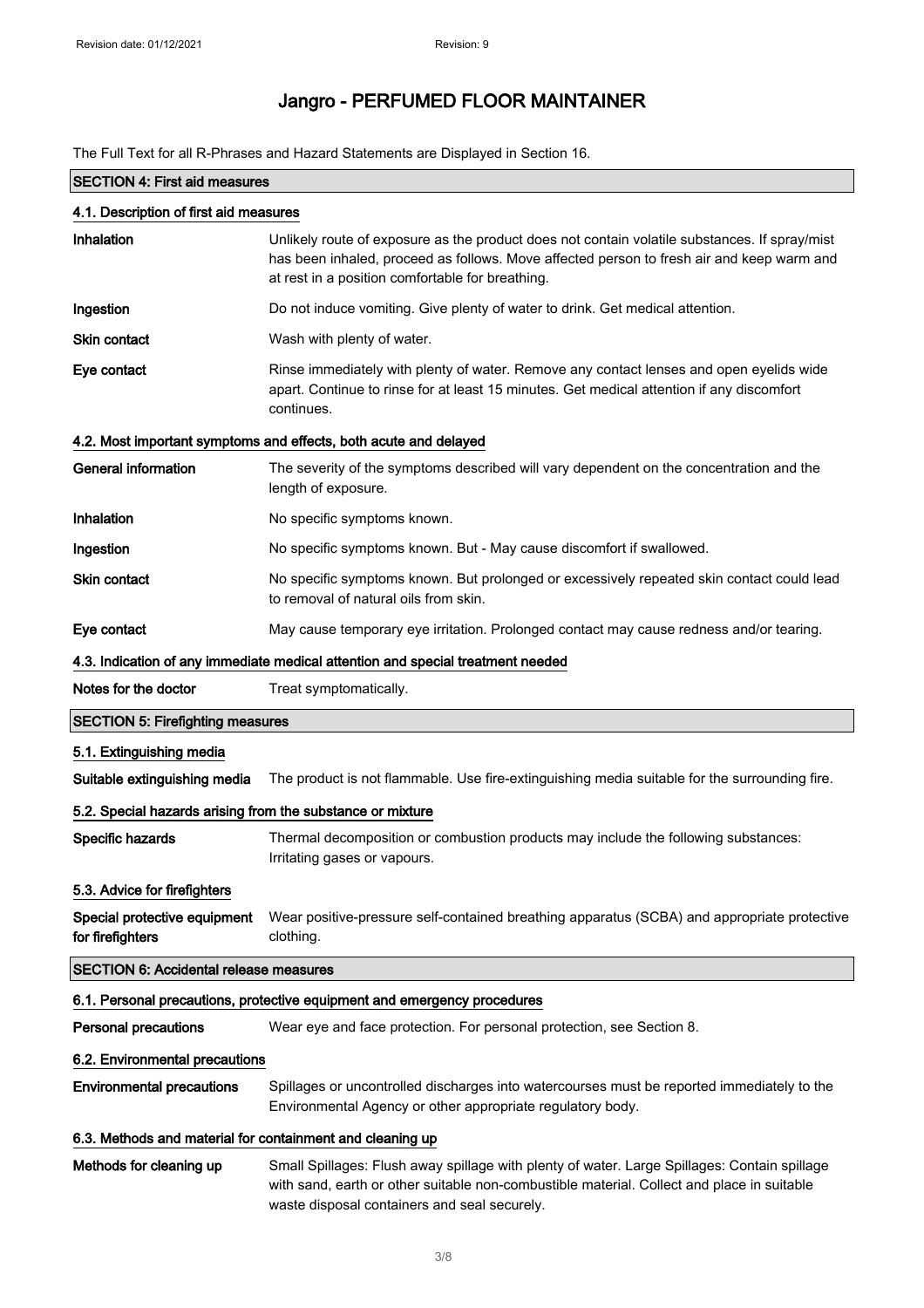# Jangro - PERFUMED FLOOR MAINTAINER

The Full Text for all R-Phrases and Hazard Statements are Displayed in Section 16.

## SECTION 4: First aid measures

### 4.1. Description of first aid measures

**Inhalation** Unlikely route of exposure as the product does not contain volatile substances. If spray/mist has been inhaled, proceed as follows. Move affected person to fresh air and keep warm and at rest in a position comfortable for breathing.

**Ingestion** Do not induce vomiting. Give plenty of water to drink. Get medical attention.

**Skin contact** Wash with plenty of water.

**Eye contact** Rinse immediately with plenty of water. Remove any contact lenses and open eyelids wide apart. Continue to rinse for at least 15 minutes. Get medical attention if any discomfort continues.

### 4.2. Most important symptoms and effects, both acute and delayed

**General information** The severity of the symptoms described will vary dependent on the concentration and the length of exposure.

**Inhalation** No specific symptoms known.

**Ingestion** No specific symptoms known. But - May cause discomfort if swallowed.

**Skin contact** No specific symptoms known. But prolonged or excessively repeated skin contact could lead to removal of natural oils from skin.

**Eye contact** May cause temporary eye irritation. Prolonged contact may cause redness and/or tearing.

### 4.3. Indication of any immediate medical attention and special treatment needed

**Notes for the doctor** Treat symptomatically.

## SECTION 5: Firefighting measures

### 5.1. Extinguishing media

**Suitable extinguishing media** The product is not flammable. Use fire-extinguishing media suitable for the surrounding fire.

### 5.2. Special hazards arising from the substance or mixture

**Specific hazards** Thermal decomposition or combustion products may include the following substances: Irritating gases or vapours.

### 5.3. Advice for firefighters

**Special protective equipment for firefighters** Wear positive-pressure self-contained breathing apparatus (SCBA) and appropriate protective clothing.

## SECTION 6: Accidental release measures

### 6.1. Personal precautions, protective equipment and emergency procedures

**Personal precautions** Wear eye and face protection. For personal protection, see Section 8.

### 6.2. Environmental precautions

**Environmental precautions** Spillages or uncontrolled discharges into watercourses must be reported immediately to the Environmental Agency or other appropriate regulatory body.

### 6.3. Methods and material for containment and cleaning up

**Methods for cleaning up** Small Spillages: Flush away spillage with plenty of water. Large Spillages: Contain spillage with sand, earth or other suitable non-combustible material. Collect and place in suitable waste disposal containers and seal securely.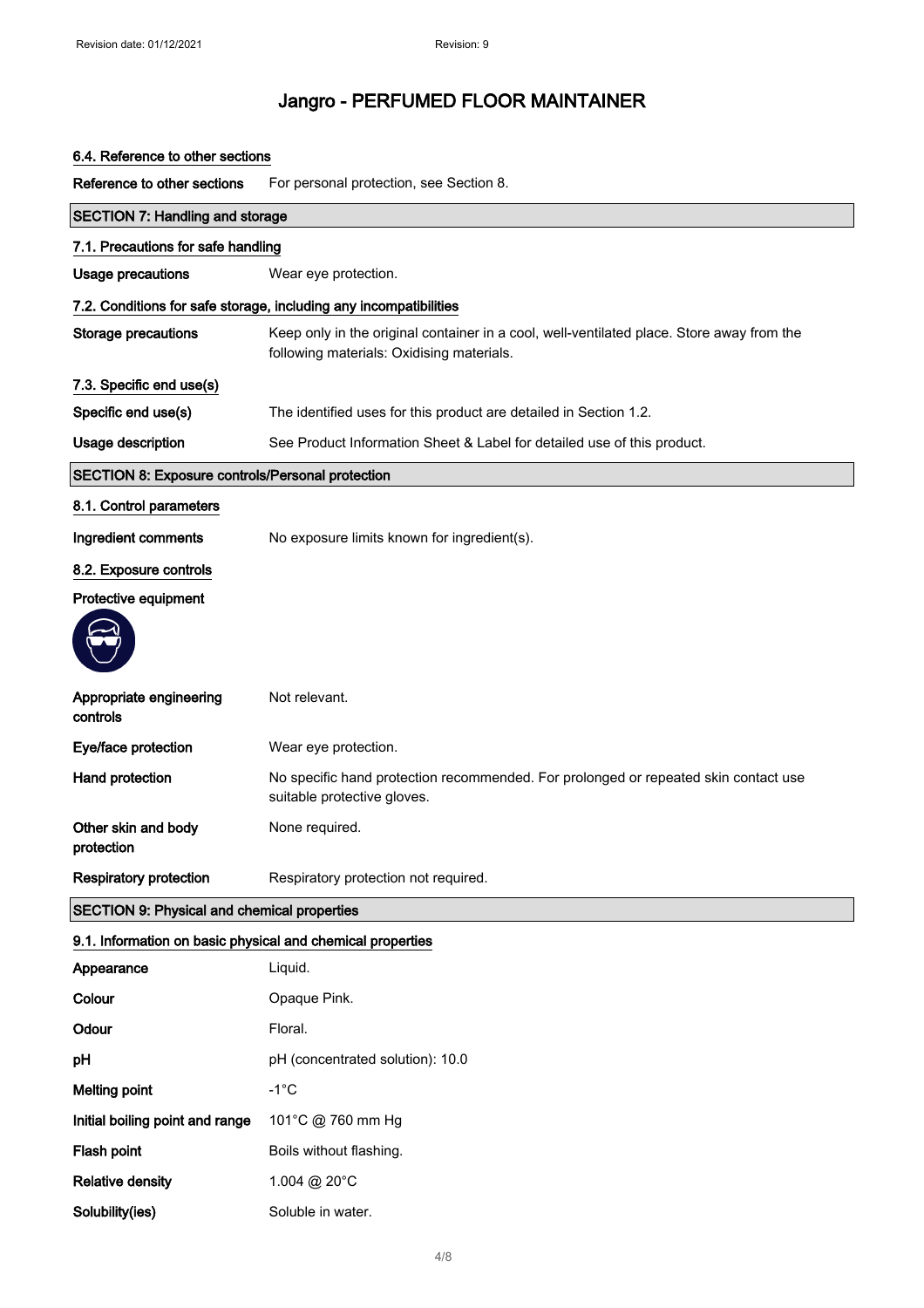# Jangro - PERFUMED FLOOR MAINTAINER

### 6.4. Reference to other sections

| | |
|---|---|
| **Reference to other sections** | For personal protection, see Section 8. |

## SECTION 7: Handling and storage

### 7.1. Precautions for safe handling

| | |
|---|---|
| **Usage precautions** | Wear eye protection. |

### 7.2. Conditions for safe storage, including any incompatibilities

| | |
|---|---|
| **Storage precautions** | Keep only in the original container in a cool, well-ventilated place. Store away from the following materials: Oxidising materials. |

### 7.3. Specific end use(s)

| | |
|---|---|
| **Specific end use(s)** | The identified uses for this product are detailed in Section 1.2. |
| **Usage description** | See Product Information Sheet & Label for detailed use of this product. |

## SECTION 8: Exposure controls/Personal protection

### 8.1. Control parameters

| | |
|---|---|
| **Ingredient comments** | No exposure limits known for ingredient(s). |

### 8.2. Exposure controls

**Protective equipment**

| | |
|---|---|
| **Appropriate engineering controls** | Not relevant. |
| **Eye/face protection** | Wear eye protection. |
| **Hand protection** | No specific hand protection recommended. For prolonged or repeated skin contact use suitable protective gloves. |
| **Other skin and body protection** | None required. |
| **Respiratory protection** | Respiratory protection not required. |

## SECTION 9: Physical and chemical properties

### 9.1. Information on basic physical and chemical properties

| | |
|---|---|
| **Appearance** | Liquid. |
| **Colour** | Opaque Pink. |
| **Odour** | Floral. |
| **pH** | pH (concentrated solution): 10.0 |
| **Melting point** | -1°C |
| **Initial boiling point and range** | 101°C @ 760 mm Hg |
| **Flash point** | Boils without flashing. |
| **Relative density** | 1.004 @ 20°C |
| **Solubility(ies)** | Soluble in water. |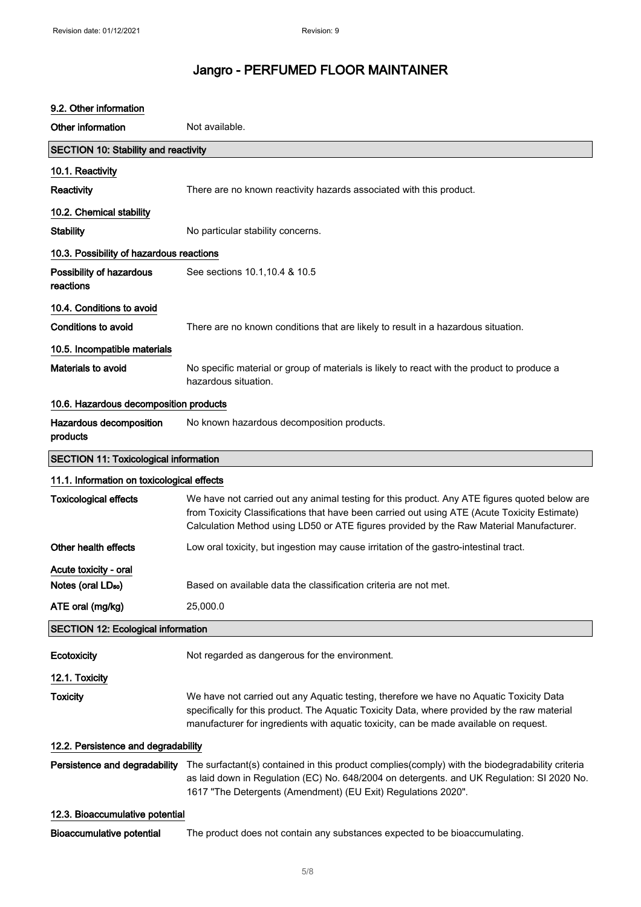# Jangro - PERFUMED FLOOR MAINTAINER

### 9.2. Other information

| | |
|---|---|
| **Other information** | Not available. |

## SECTION 10: Stability and reactivity

### 10.1. Reactivity

| | |
|---|---|
| **Reactivity** | There are no known reactivity hazards associated with this product. |

### 10.2. Chemical stability

| | |
|---|---|
| **Stability** | No particular stability concerns. |

### 10.3. Possibility of hazardous reactions

| | |
|---|---|
| **Possibility of hazardous reactions** | See sections 10.1,10.4 & 10.5 |

### 10.4. Conditions to avoid

| | |
|---|---|
| **Conditions to avoid** | There are no known conditions that are likely to result in a hazardous situation. |

### 10.5. Incompatible materials

| | |
|---|---|
| **Materials to avoid** | No specific material or group of materials is likely to react with the product to produce a hazardous situation. |

### 10.6. Hazardous decomposition products

| | |
|---|---|
| **Hazardous decomposition products** | No known hazardous decomposition products. |

## SECTION 11: Toxicological information

### 11.1. Information on toxicological effects

| | |
|---|---|
| **Toxicological effects** | We have not carried out any animal testing for this product. Any ATE figures quoted below are from Toxicity Classifications that have been carried out using ATE (Acute Toxicity Estimate) Calculation Method using LD50 or ATE figures provided by the Raw Material Manufacturer. |
| **Other health effects** | Low oral toxicity, but ingestion may cause irritation of the gastro-intestinal tract. |

**Acute toxicity - oral**

| | |
|---|---|
| **Notes (oral $LD_{50}$)** | Based on available data the classification criteria are not met. |
| **ATE oral (mg/kg)** | 25,000.0 |

## SECTION 12: Ecological information

| | |
|---|---|
| **Ecotoxicity** | Not regarded as dangerous for the environment. |

### 12.1. Toxicity

| | |
|---|---|
| **Toxicity** | We have not carried out any Aquatic testing, therefore we have no Aquatic Toxicity Data specifically for this product. The Aquatic Toxicity Data, where provided by the raw material manufacturer for ingredients with aquatic toxicity, can be made available on request. |

### 12.2. Persistence and degradability

| | |
|---|---|
| **Persistence and degradability** | The surfactant(s) contained in this product complies(comply) with the biodegradability criteria as laid down in Regulation (EC) No. 648/2004 on detergents. and UK Regulation: SI 2020 No. 1617 "The Detergents (Amendment) (EU Exit) Regulations 2020". |

### 12.3. Bioaccumulative potential

| | |
|---|---|
| **Bioaccumulative potential** | The product does not contain any substances expected to be bioaccumulating. |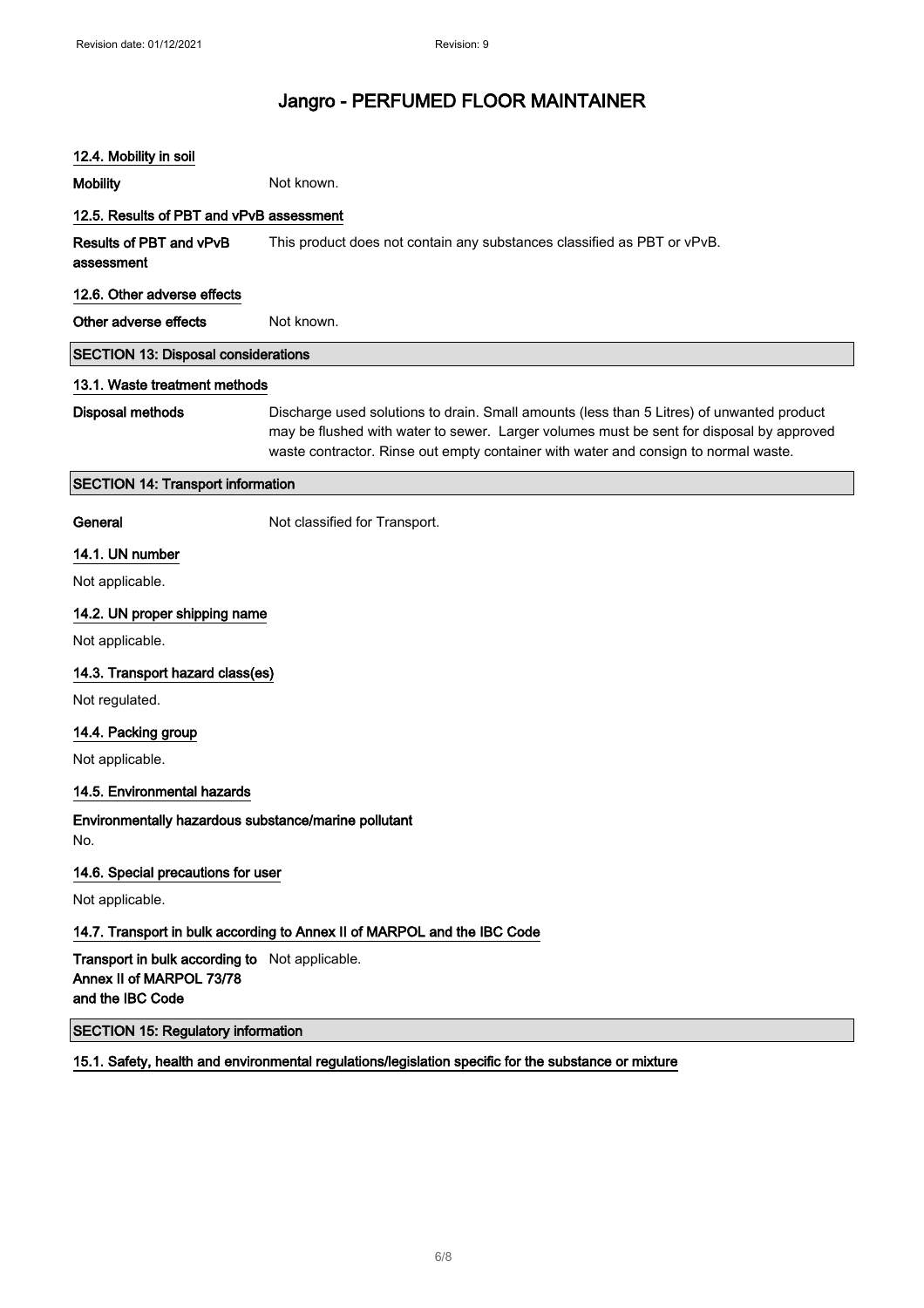#### 12.4. Mobility in soil

**Mobility** Not known.

#### 12.5. Results of PBT and vPvB assessment

**Results of PBT and vPvB assessment** This product does not contain any substances classified as PBT or vPvB.

#### 12.6. Other adverse effects

**Other adverse effects** Not known.

## SECTION 13: Disposal considerations

#### 13.1. Waste treatment methods

**Disposal methods** Discharge used solutions to drain. Small amounts (less than 5 Litres) of unwanted product may be flushed with water to sewer. Larger volumes must be sent for disposal by approved waste contractor. Rinse out empty container with water and consign to normal waste.

## SECTION 14: Transport information

**General** Not classified for Transport.

#### 14.1. UN number

Not applicable.

#### 14.2. UN proper shipping name

Not applicable.

#### 14.3. Transport hazard class(es)

Not regulated.

#### 14.4. Packing group

Not applicable.

#### 14.5. Environmental hazards

**Environmentally hazardous substance/marine pollutant**

No.

#### 14.6. Special precautions for user

Not applicable.

#### 14.7. Transport in bulk according to Annex II of MARPOL and the IBC Code

**Transport in bulk according to Annex II of MARPOL 73/78 and the IBC Code** Not applicable.

## SECTION 15: Regulatory information

#### 15.1. Safety, health and environmental regulations/legislation specific for the substance or mixture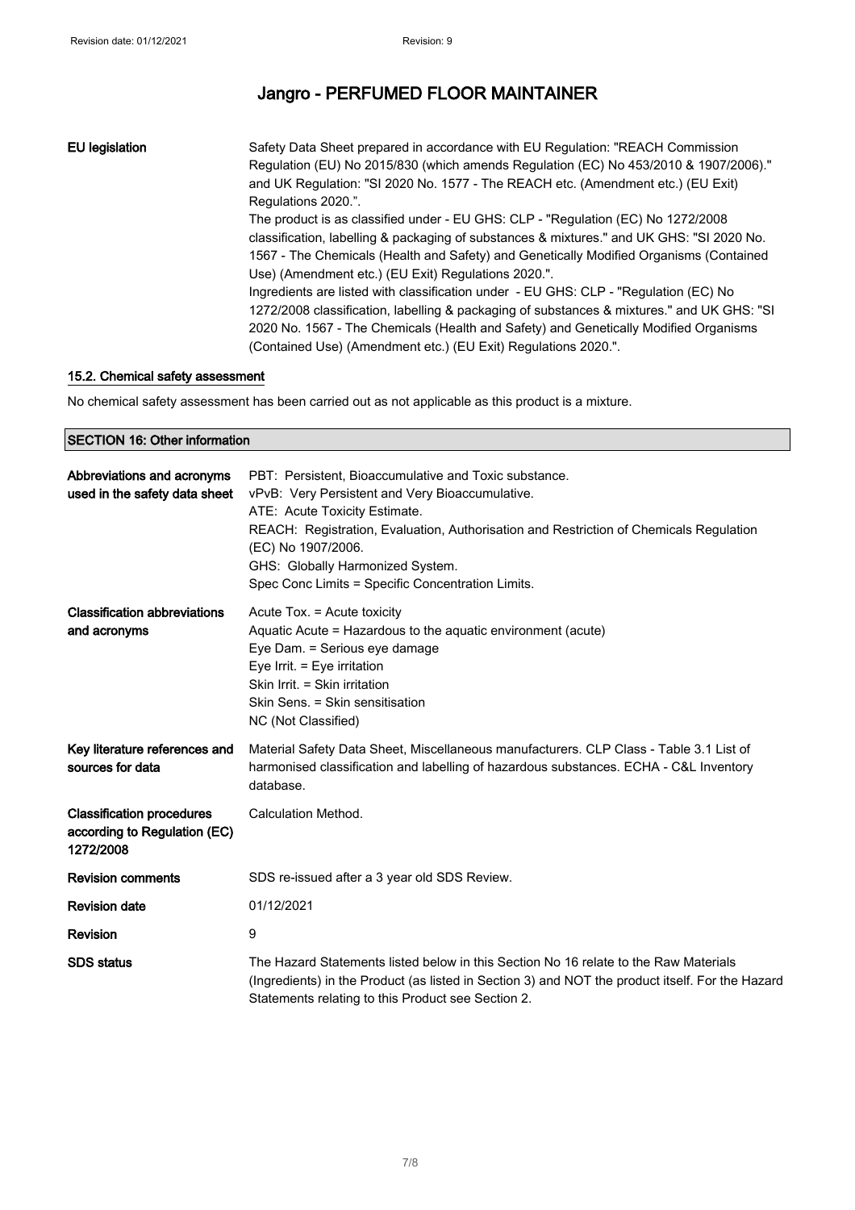| | |
|---|---|
| **EU legislation** | Safety Data Sheet prepared in accordance with EU Regulation: "REACH Commission Regulation (EU) No 2015/830 (which amends Regulation (EC) No 453/2010 & 1907/2006)." and UK Regulation: "SI 2020 No. 1577 - The REACH etc. (Amendment etc.) (EU Exit) Regulations 2020.". The product is as classified under - EU GHS: CLP - "Regulation (EC) No 1272/2008 classification, labelling & packaging of substances & mixtures." and UK GHS: "SI 2020 No. 1567 - The Chemicals (Health and Safety) and Genetically Modified Organisms (Contained Use) (Amendment etc.) (EU Exit) Regulations 2020.". Ingredients are listed with classification under - EU GHS: CLP - "Regulation (EC) No 1272/2008 classification, labelling & packaging of substances & mixtures." and UK GHS: "SI 2020 No. 1567 - The Chemicals (Health and Safety) and Genetically Modified Organisms (Contained Use) (Amendment etc.) (EU Exit) Regulations 2020.". |

### 15.2. Chemical safety assessment

No chemical safety assessment has been carried out as not applicable as this product is a mixture.

## SECTION 16: Other information

| | |
|---|---|
| **Abbreviations and acronyms used in the safety data sheet** | PBT: Persistent, Bioaccumulative and Toxic substance.<br>vPvB: Very Persistent and Very Bioaccumulative.<br>ATE: Acute Toxicity Estimate.<br>REACH: Registration, Evaluation, Authorisation and Restriction of Chemicals Regulation (EC) No 1907/2006.<br>GHS: Globally Harmonized System.<br>Spec Conc Limits = Specific Concentration Limits. |
| **Classification abbreviations and acronyms** | Acute Tox. = Acute toxicity<br>Aquatic Acute = Hazardous to the aquatic environment (acute)<br>Eye Dam. = Serious eye damage<br>Eye Irrit. = Eye irritation<br>Skin Irrit. = Skin irritation<br>Skin Sens. = Skin sensitisation<br>NC (Not Classified) |
| **Key literature references and sources for data** | Material Safety Data Sheet, Miscellaneous manufacturers. CLP Class - Table 3.1 List of harmonised classification and labelling of hazardous substances. ECHA - C&L Inventory database. |
| **Classification procedures according to Regulation (EC) 1272/2008** | Calculation Method. |
| **Revision comments** | SDS re-issued after a 3 year old SDS Review. |
| **Revision date** | 01/12/2021 |
| **Revision** | 9 |
| **SDS status** | The Hazard Statements listed below in this Section No 16 relate to the Raw Materials (Ingredients) in the Product (as listed in Section 3) and NOT the product itself. For the Hazard Statements relating to this Product see Section 2. |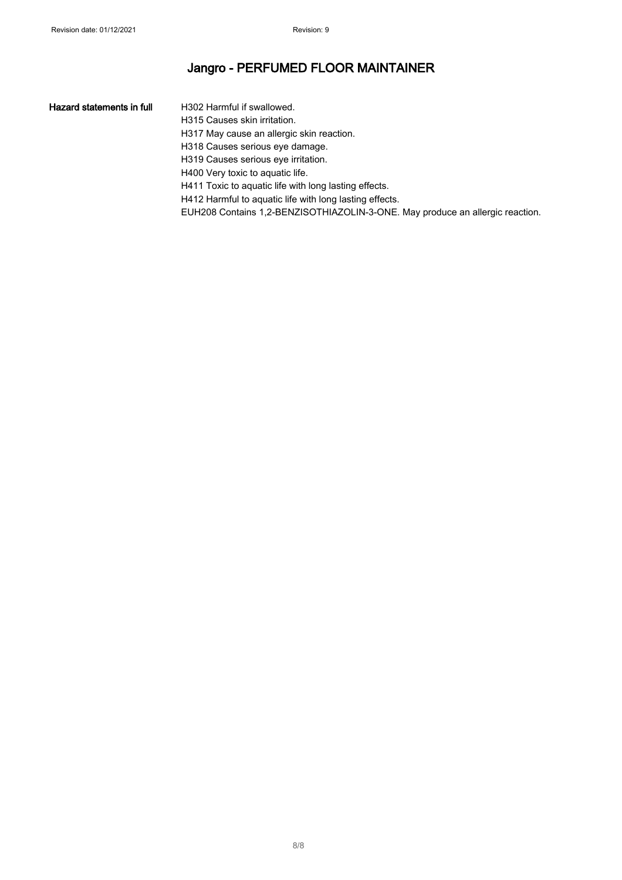**Hazard statements in full**

H302 Harmful if swallowed.
H315 Causes skin irritation.
H317 May cause an allergic skin reaction.
H318 Causes serious eye damage.
H319 Causes serious eye irritation.
H400 Very toxic to aquatic life.
H411 Toxic to aquatic life with long lasting effects.
H412 Harmful to aquatic life with long lasting effects.
EUH208 Contains 1,2-BENZISOTHIAZOLIN-3-ONE. May produce an allergic reaction.